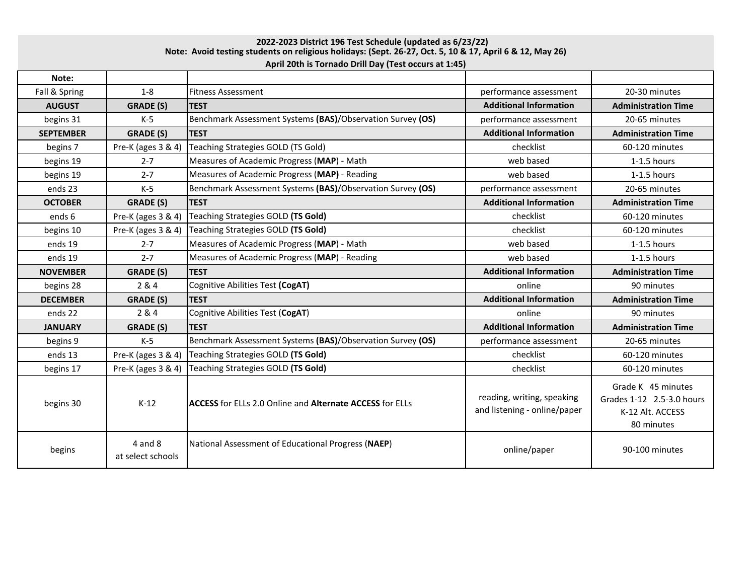**2022-2023 District 196 Test Schedule (updated as 6/23/22)**
**Note: Avoid testing students on religious holidays: (Sept. 26-27, Oct. 5, 10 & 17, April 6 & 12, May 26)**
**April 20th is Tornado Drill Day (Test occurs at 1:45)**

| **Note:** | | | | |
|---|---|---|---|---|
| Fall & Spring | 1-8 | Fitness Assessment | performance assessment | 20-30 minutes |
| **AUGUST** | **GRADE (S)** | **TEST** | **Additional Information** | **Administration Time** |
| begins 31 | K-5 | Benchmark Assessment Systems **(BAS)**/Observation Survey **(OS)** | performance assessment | 20-65 minutes |
| **SEPTEMBER** | **GRADE (S)** | **TEST** | **Additional Information** | **Administration Time** |
| begins 7 | Pre-K (ages 3 & 4) | Teaching Strategies GOLD (TS Gold) | checklist | 60-120 minutes |
| begins 19 | 2-7 | Measures of Academic Progress (**MAP**) - Math | web based | 1-1.5 hours |
| begins 19 | 2-7 | Measures of Academic Progress (**MAP**) - Reading | web based | 1-1.5 hours |
| ends 23 | K-5 | Benchmark Assessment Systems **(BAS)**/Observation Survey **(OS)** | performance assessment | 20-65 minutes |
| **OCTOBER** | **GRADE (S)** | **TEST** | **Additional Information** | **Administration Time** |
| ends 6 | Pre-K (ages 3 & 4) | Teaching Strategies GOLD **(TS Gold)** | checklist | 60-120 minutes |
| begins 10 | Pre-K (ages 3 & 4) | Teaching Strategies GOLD **(TS Gold)** | checklist | 60-120 minutes |
| ends 19 | 2-7 | Measures of Academic Progress (**MAP**) - Math | web based | 1-1.5 hours |
| ends 19 | 2-7 | Measures of Academic Progress (**MAP**) - Reading | web based | 1-1.5 hours |
| **NOVEMBER** | **GRADE (S)** | **TEST** | **Additional Information** | **Administration Time** |
| begins 28 | 2 & 4 | Cognitive Abilities Test **(CogAT)** | online | 90 minutes |
| **DECEMBER** | **GRADE (S)** | **TEST** | **Additional Information** | **Administration Time** |
| ends 22 | 2 & 4 | Cognitive Abilities Test (**CogAT**) | online | 90 minutes |
| **JANUARY** | **GRADE (S)** | **TEST** | **Additional Information** | **Administration Time** |
| begins 9 | K-5 | Benchmark Assessment Systems **(BAS)**/Observation Survey **(OS)** | performance assessment | 20-65 minutes |
| ends 13 | Pre-K (ages 3 & 4) | Teaching Strategies GOLD **(TS Gold)** | checklist | 60-120 minutes |
| begins 17 | Pre-K (ages 3 & 4) | Teaching Strategies GOLD **(TS Gold)** | checklist | 60-120 minutes |
| begins 30 | K-12 | **ACCESS** for ELLs 2.0 Online and **Alternate ACCESS** for ELLs | reading, writing, speaking and listening - online/paper | Grade K 45 minutes Grades 1-12 2.5-3.0 hours K-12 Alt. ACCESS 80 minutes |
| begins | 4 and 8 at select schools | National Assessment of Educational Progress (**NAEP**) | online/paper | 90-100 minutes |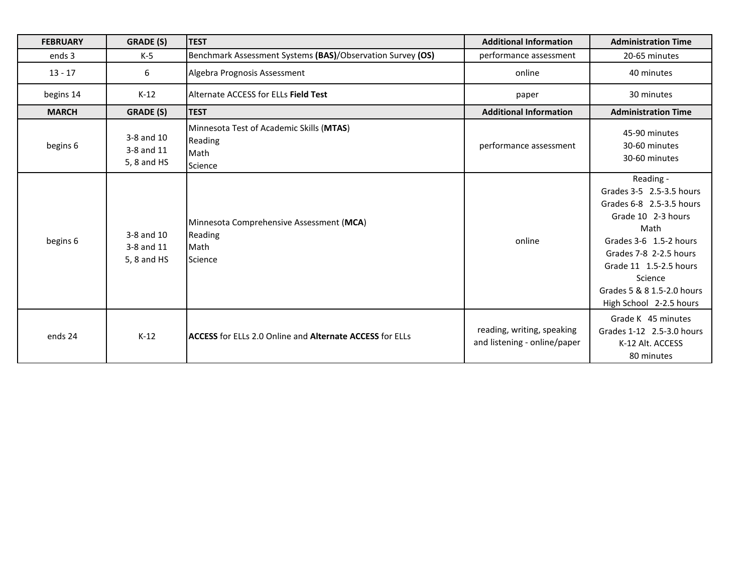| FEBRUARY | GRADE (S) | TEST | Additional Information | Administration Time |
|---|---|---|---|---|
| ends 3 | K-5 | Benchmark Assessment Systems **(BAS)**/Observation Survey **(OS)** | performance assessment | 20-65 minutes |
| 13 - 17 | 6 | Algebra Prognosis Assessment | online | 40 minutes |
| begins 14 | K-12 | Alternate ACCESS for ELLs **Field Test** | paper | 30 minutes |
| **MARCH** | **GRADE (S)** | **TEST** | **Additional Information** | **Administration Time** |
| begins 6 | 3-8 and 10<br>3-8 and 11<br>5, 8 and HS | Minnesota Test of Academic Skills (**MTAS**)<br>Reading<br>Math<br>Science | performance assessment | 45-90 minutes<br>30-60 minutes<br>30-60 minutes |
| begins 6 | 3-8 and 10<br>3-8 and 11<br>5, 8 and HS | Minnesota Comprehensive Assessment (**MCA**)<br>Reading<br>Math<br>Science | online | Reading -<br>Grades 3-5 2.5-3.5 hours<br>Grades 6-8 2.5-3.5 hours<br>Grade 10 2-3 hours<br>Math<br>Grades 3-6 1.5-2 hours<br>Grades 7-8 2-2.5 hours<br>Grade 11 1.5-2.5 hours<br>Science<br>Grades 5 & 8 1.5-2.0 hours<br>High School 2-2.5 hours |
| ends 24 | K-12 | **ACCESS** for ELLs 2.0 Online and **Alternate ACCESS** for ELLs | reading, writing, speaking and listening - online/paper | Grade K 45 minutes<br>Grades 1-12 2.5-3.0 hours<br>K-12 Alt. ACCESS<br>80 minutes |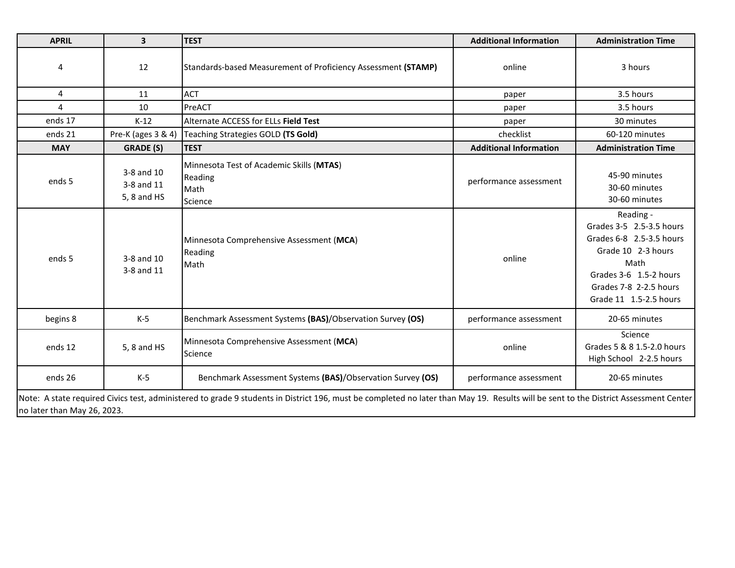| APRIL | 3 | TEST | Additional Information | Administration Time |
|---|---|---|---|---|
| 4 | 12 | Standards-based Measurement of Proficiency Assessment **(STAMP)** | online | 3 hours |
| 4 | 11 | ACT | paper | 3.5 hours |
| 4 | 10 | PreACT | paper | 3.5 hours |
| ends 17 | K-12 | Alternate ACCESS for ELLs **Field Test** | paper | 30 minutes |
| ends 21 | Pre-K (ages 3 & 4) | Teaching Strategies GOLD **(TS Gold)** | checklist | 60-120 minutes |
| **MAY** | **GRADE (S)** | **TEST** | **Additional Information** | **Administration Time** |
| ends 5 | 3-8 and 10<br>3-8 and 11<br>5, 8 and HS | Minnesota Test of Academic Skills (**MTAS**)<br>Reading<br>Math<br>Science | performance assessment | 45-90 minutes<br>30-60 minutes<br>30-60 minutes |
| ends 5 | 3-8 and 10<br>3-8 and 11 | Minnesota Comprehensive Assessment (**MCA**)<br>Reading<br>Math | online | Reading -<br>Grades 3-5 2.5-3.5 hours<br>Grades 6-8 2.5-3.5 hours<br>Grade 10 2-3 hours<br>Math<br>Grades 3-6 1.5-2 hours<br>Grades 7-8 2-2.5 hours<br>Grade 11 1.5-2.5 hours |
| begins 8 | K-5 | Benchmark Assessment Systems **(BAS)**/Observation Survey **(OS)** | performance assessment | 20-65 minutes |
| ends 12 | 5, 8 and HS | Minnesota Comprehensive Assessment (**MCA**)<br>Science | online | Science<br>Grades 5 & 8 1.5-2.0 hours<br>High School 2-2.5 hours |
| ends 26 | K-5 | Benchmark Assessment Systems **(BAS)**/Observation Survey **(OS)** | performance assessment | 20-65 minutes |

Note: A state required Civics test, administered to grade 9 students in District 196, must be completed no later than May 19. Results will be sent to the District Assessment Center no later than May 26, 2023.